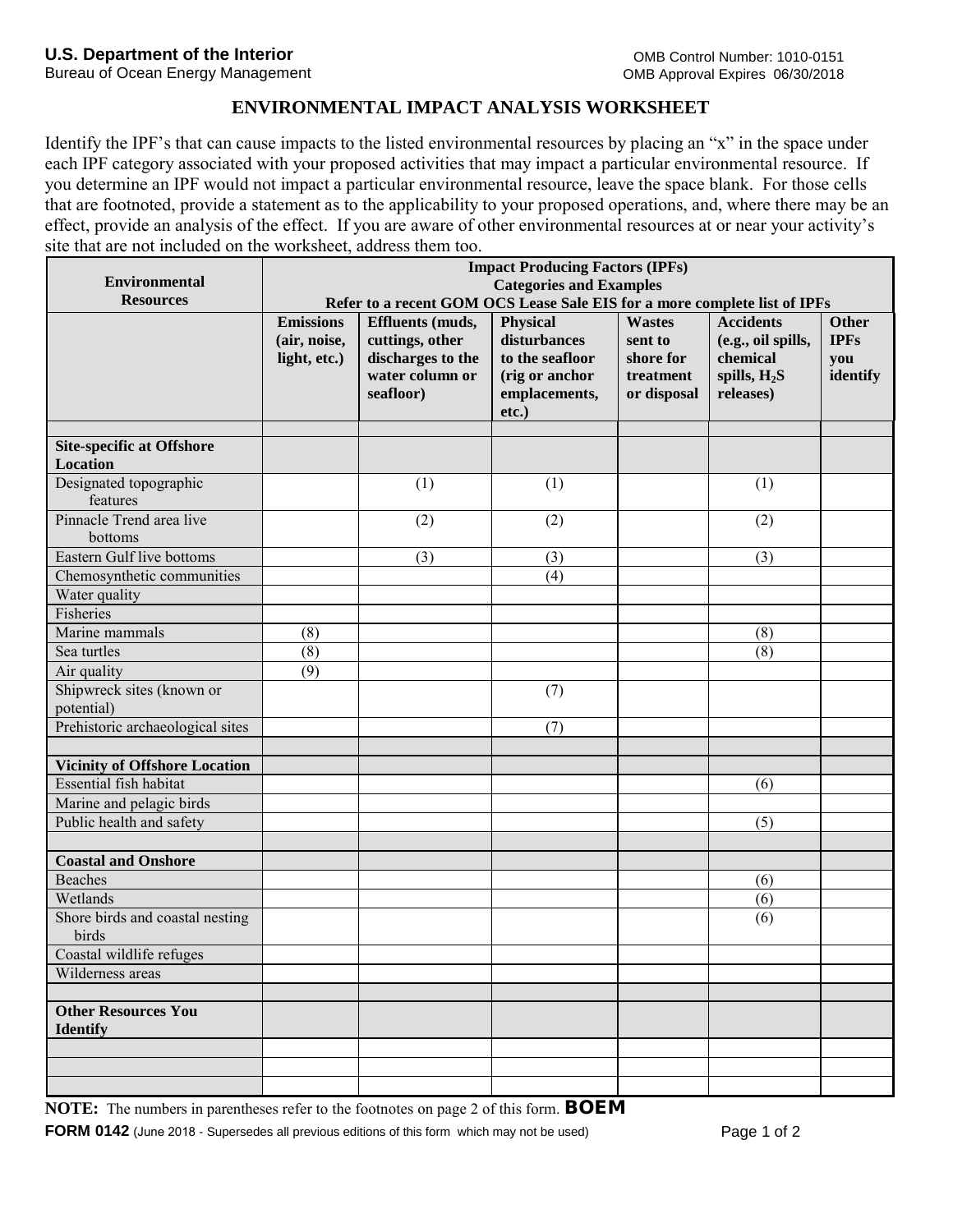U.S. Department of the Interior
Bureau of Ocean Energy Management

OMB Control Number: 1010-0151
OMB Approval Expires 06/30/2018

# ENVIRONMENTAL IMPACT ANALYSIS WORKSHEET

Identify the IPF's that can cause impacts to the listed environmental resources by placing an "x" in the space under each IPF category associated with your proposed activities that may impact a particular environmental resource. If you determine an IPF would not impact a particular environmental resource, leave the space blank. For those cells that are footnoted, provide a statement as to the applicability to your proposed operations, and, where there may be an effect, provide an analysis of the effect. If you are aware of other environmental resources at or near your activity's site that are not included on the worksheet, address them too.

| Environmental Resources | Impact Producing Factors (IPFs) Categories and Examples Refer to a recent GOM OCS Lease Sale EIS for a more complete list of IPFs | | | | | |
|---|---|---|---|---|---|---|
| | **Emissions (air, noise, light, etc.)** | **Effluents (muds, cuttings, other discharges to the water column or seafloor)** | **Physical disturbances to the seafloor (rig or anchor emplacements, etc.)** | **Wastes sent to shore for treatment or disposal** | **Accidents (e.g., oil spills, chemical spills, $H_2S$ releases)** | **Other IPFs you identify** |
| | | | | | | |
| **Site-specific at Offshore Location** | | | | | | |
| Designated topographic features | | (1) | (1) | | (1) | |
| Pinnacle Trend area live bottoms | | (2) | (2) | | (2) | |
| Eastern Gulf live bottoms | | (3) | (3) | | (3) | |
| Chemosynthetic communities | | | (4) | | | |
| Water quality | | | | | | |
| Fisheries | | | | | | |
| Marine mammals | (8) | | | | (8) | |
| Sea turtles | (8) | | | | (8) | |
| Air quality | (9) | | | | | |
| Shipwreck sites (known or potential) | | | (7) | | | |
| Prehistoric archaeological sites | | | (7) | | | |
| | | | | | | |
| **Vicinity of Offshore Location** | | | | | | |
| Essential fish habitat | | | | | (6) | |
| Marine and pelagic birds | | | | | | |
| Public health and safety | | | | | (5) | |
| | | | | | | |
| **Coastal and Onshore** | | | | | | |
| Beaches | | | | | (6) | |
| Wetlands | | | | | (6) | |
| Shore birds and coastal nesting birds | | | | | (6) | |
| Coastal wildlife refuges | | | | | | |
| Wilderness areas | | | | | | |
| | | | | | | |
| **Other Resources You Identify** | | | | | | |
| | | | | | | |
| | | | | | | |
| | | | | | | |

**NOTE:** The numbers in parentheses refer to the footnotes on page 2 of this form. **BOEM**

**FORM 0142** (June 2018 - Supersedes all previous editions of this form which may not be used)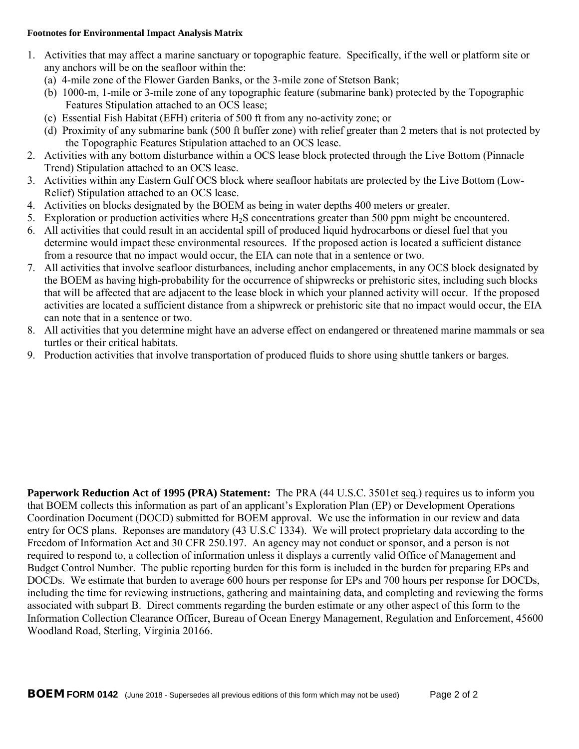**Footnotes for Environmental Impact Analysis Matrix**

1. Activities that may affect a marine sanctuary or topographic feature. Specifically, if the well or platform site or any anchors will be on the seafloor within the:
   (a) 4-mile zone of the Flower Garden Banks, or the 3-mile zone of Stetson Bank;
   (b) 1000-m, 1-mile or 3-mile zone of any topographic feature (submarine bank) protected by the Topographic Features Stipulation attached to an OCS lease;
   (c) Essential Fish Habitat (EFH) criteria of 500 ft from any no-activity zone; or
   (d) Proximity of any submarine bank (500 ft buffer zone) with relief greater than 2 meters that is not protected by the Topographic Features Stipulation attached to an OCS lease.
2. Activities with any bottom disturbance within a OCS lease block protected through the Live Bottom (Pinnacle Trend) Stipulation attached to an OCS lease.
3. Activities within any Eastern Gulf OCS block where seafloor habitats are protected by the Live Bottom (Low-Relief) Stipulation attached to an OCS lease.
4. Activities on blocks designated by the BOEM as being in water depths 400 meters or greater.
5. Exploration or production activities where $H_2S$ concentrations greater than 500 ppm might be encountered.
6. All activities that could result in an accidental spill of produced liquid hydrocarbons or diesel fuel that you determine would impact these environmental resources. If the proposed action is located a sufficient distance from a resource that no impact would occur, the EIA can note that in a sentence or two.
7. All activities that involve seafloor disturbances, including anchor emplacements, in any OCS block designated by the BOEM as having high-probability for the occurrence of shipwrecks or prehistoric sites, including such blocks that will be affected that are adjacent to the lease block in which your planned activity will occur. If the proposed activities are located a sufficient distance from a shipwreck or prehistoric site that no impact would occur, the EIA can note that in a sentence or two.
8. All activities that you determine might have an adverse effect on endangered or threatened marine mammals or sea turtles or their critical habitats.
9. Production activities that involve transportation of produced fluids to shore using shuttle tankers or barges.

**Paperwork Reduction Act of 1995 (PRA) Statement:** The PRA (44 U.S.C. 3501et seq.) requires us to inform you that BOEM collects this information as part of an applicant's Exploration Plan (EP) or Development Operations Coordination Document (DOCD) submitted for BOEM approval. We use the information in our review and data entry for OCS plans. Reponses are mandatory (43 U.S.C 1334). We will protect proprietary data according to the Freedom of Information Act and 30 CFR 250.197. An agency may not conduct or sponsor, and a person is not required to respond to, a collection of information unless it displays a currently valid Office of Management and Budget Control Number. The public reporting burden for this form is included in the burden for preparing EPs and DOCDs. We estimate that burden to average 600 hours per response for EPs and 700 hours per response for DOCDs, including the time for reviewing instructions, gathering and maintaining data, and completing and reviewing the forms associated with subpart B. Direct comments regarding the burden estimate or any other aspect of this form to the Information Collection Clearance Officer, Bureau of Ocean Energy Management, Regulation and Enforcement, 45600 Woodland Road, Sterling, Virginia 20166.

**BOEM FORM 0142** (June 2018 - Supersedes all previous editions of this form which may not be used)